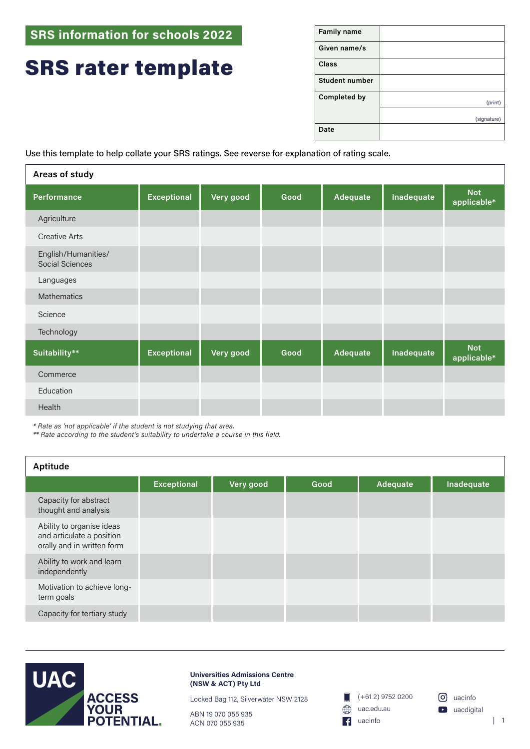SRS information for schools 2022

# SRS rater template

| Family name | |
|---|---|
| Given name/s | |
| Class | |
| Student number | |
| Completed by | (print) |
| | (signature) |
| Date | |

Use this template to help collate your SRS ratings. See reverse for explanation of rating scale.

## Areas of study

| Performance | Exceptional | Very good | Good | Adequate | Inadequate | Not applicable* |
|---|---|---|---|---|---|---|
| Agriculture | | | | | | |
| Creative Arts | | | | | | |
| English/Humanities/ Social Sciences | | | | | | |
| Languages | | | | | | |
| Mathematics | | | | | | |
| Science | | | | | | |
| Technology | | | | | | |
| **Suitability**** | **Exceptional** | **Very good** | **Good** | **Adequate** | **Inadequate** | **Not applicable*** |
| Commerce | | | | | | |
| Education | | | | | | |
| Health | | | | | | |

*\* Rate as 'not applicable' if the student is not studying that area.*
*\*\* Rate according to the student's suitability to undertake a course in this field.*

## Aptitude

| | Exceptional | Very good | Good | Adequate | Inadequate |
|---|---|---|---|---|---|
| Capacity for abstract thought and analysis | | | | | |
| Ability to organise ideas and articulate a position orally and in written form | | | | | |
| Ability to work and learn independently | | | | | |
| Motivation to achieve long-term goals | | | | | |
| Capacity for tertiary study | | | | | |

UAC ACCESS YOUR POTENTIAL.

**Universities Admissions Centre (NSW & ACT) Pty Ltd**

Locked Bag 112, Silverwater NSW 2128

ABN 19 070 055 935
ACN 070 055 935

(+61 2) 9752 0200
uac.edu.au
uacinfo
uacinfo
uacdigital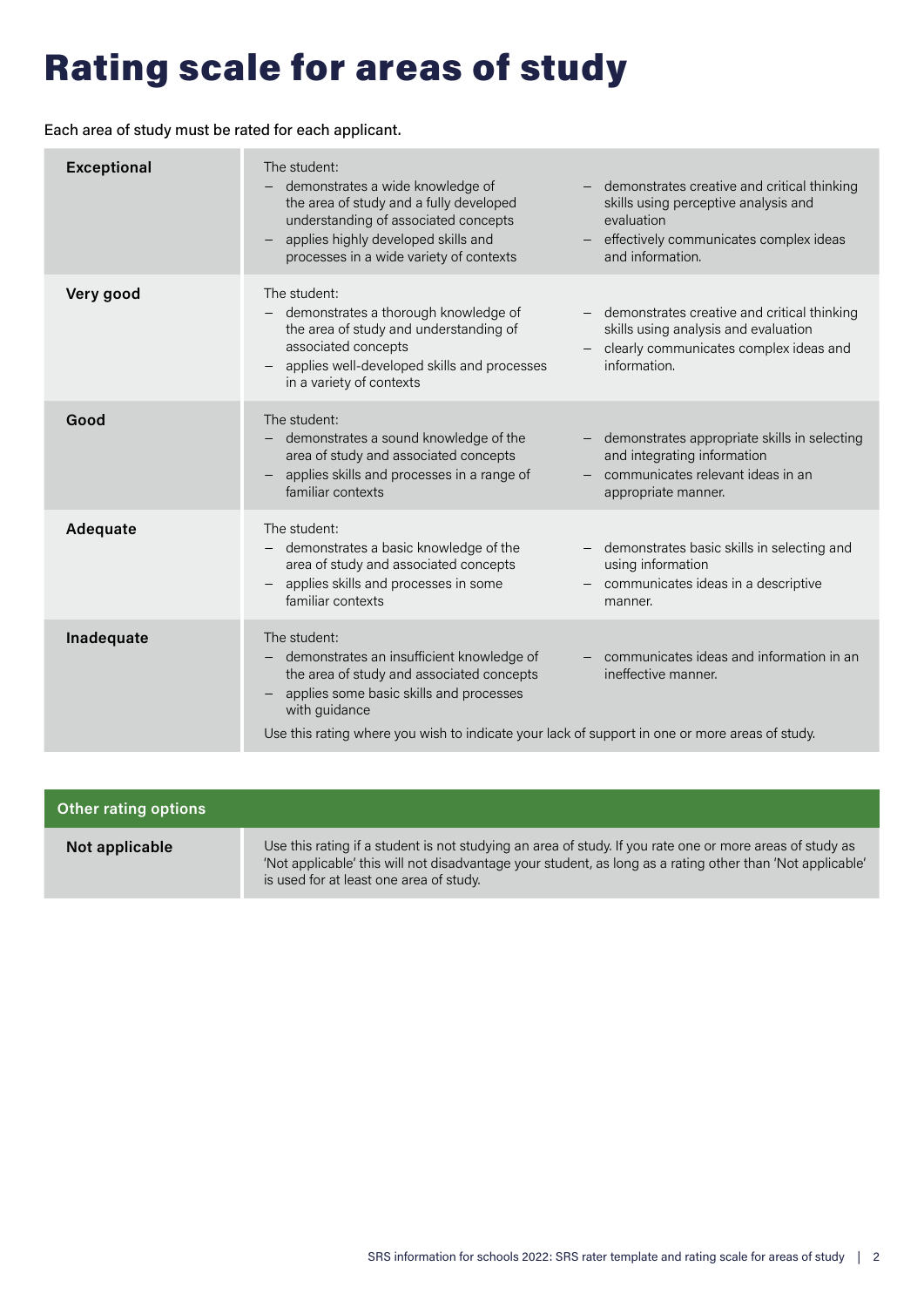# Rating scale for areas of study

Each area of study must be rated for each applicant.

| | |
|---|---|
| **Exceptional** | The student:<br>– demonstrates a wide knowledge of the area of study and a fully developed understanding of associated concepts<br>– applies highly developed skills and processes in a wide variety of contexts<br>– demonstrates creative and critical thinking skills using perceptive analysis and evaluation<br>– effectively communicates complex ideas and information. |
| **Very good** | The student:<br>– demonstrates a thorough knowledge of the area of study and understanding of associated concepts<br>– applies well-developed skills and processes in a variety of contexts<br>– demonstrates creative and critical thinking skills using analysis and evaluation<br>– clearly communicates complex ideas and information. |
| **Good** | The student:<br>– demonstrates a sound knowledge of the area of study and associated concepts<br>– applies skills and processes in a range of familiar contexts<br>– demonstrates appropriate skills in selecting and integrating information<br>– communicates relevant ideas in an appropriate manner. |
| **Adequate** | The student:<br>– demonstrates a basic knowledge of the area of study and associated concepts<br>– applies skills and processes in some familiar contexts<br>– demonstrates basic skills in selecting and using information<br>– communicates ideas in a descriptive manner. |
| **Inadequate** | The student:<br>– demonstrates an insufficient knowledge of the area of study and associated concepts<br>– applies some basic skills and processes with guidance<br>– communicates ideas and information in an ineffective manner.<br>Use this rating where you wish to indicate your lack of support in one or more areas of study. |

| Other rating options | |
|---|---|
| **Not applicable** | Use this rating if a student is not studying an area of study. If you rate one or more areas of study as 'Not applicable' this will not disadvantage your student, as long as a rating other than 'Not applicable' is used for at least one area of study. |